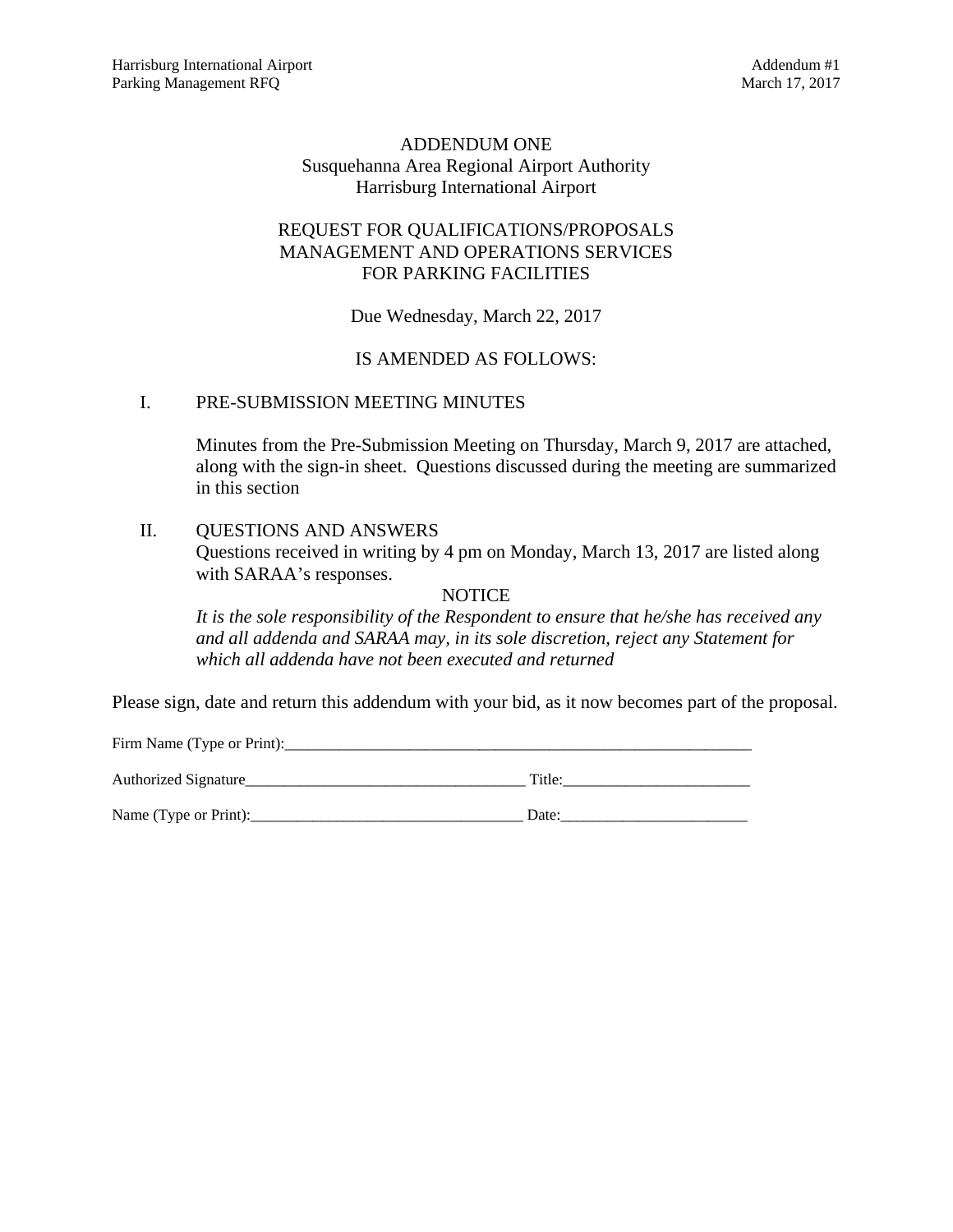# ADDENDUM ONE

Susquehanna Area Regional Airport Authority
Harrisburg International Airport

## REQUEST FOR QUALIFICATIONS/PROPOSALS MANAGEMENT AND OPERATIONS SERVICES FOR PARKING FACILITIES

Due Wednesday, March 22, 2017

IS AMENDED AS FOLLOWS:

I. PRE-SUBMISSION MEETING MINUTES

Minutes from the Pre-Submission Meeting on Thursday, March 9, 2017 are attached, along with the sign-in sheet. Questions discussed during the meeting are summarized in this section

II. QUESTIONS AND ANSWERS

Questions received in writing by 4 pm on Monday, March 13, 2017 are listed along with SARAA's responses.

NOTICE

*It is the sole responsibility of the Respondent to ensure that he/she has received any and all addenda and SARAA may, in its sole discretion, reject any Statement for which all addenda have not been executed and returned*

Please sign, date and return this addendum with your bid, as it now becomes part of the proposal.

Firm Name (Type or Print):_______________________________________________________________

Authorized Signature_____________________________________ Title:_________________________

Name (Type or Print):____________________________________ Date:_________________________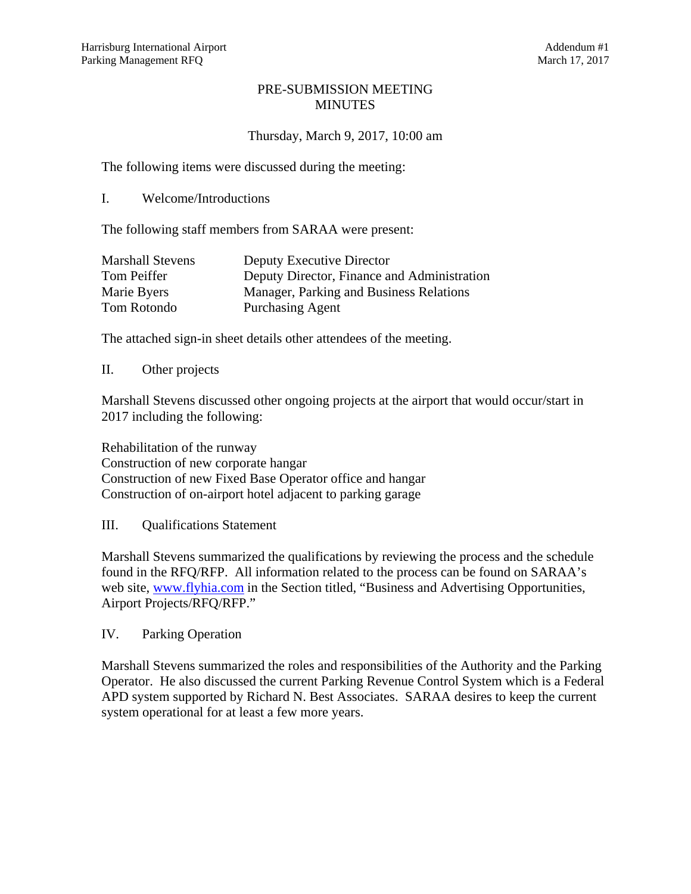# PRE-SUBMISSION MEETING MINUTES

Thursday, March 9, 2017, 10:00 am

The following items were discussed during the meeting:

## I. Welcome/Introductions

The following staff members from SARAA were present:

| | |
|---|---|
| Marshall Stevens | Deputy Executive Director |
| Tom Peiffer | Deputy Director, Finance and Administration |
| Marie Byers | Manager, Parking and Business Relations |
| Tom Rotondo | Purchasing Agent |

The attached sign-in sheet details other attendees of the meeting.

## II. Other projects

Marshall Stevens discussed other ongoing projects at the airport that would occur/start in 2017 including the following:

Rehabilitation of the runway
Construction of new corporate hangar
Construction of new Fixed Base Operator office and hangar
Construction of on-airport hotel adjacent to parking garage

## III. Qualifications Statement

Marshall Stevens summarized the qualifications by reviewing the process and the schedule found in the RFQ/RFP. All information related to the process can be found on SARAA's web site, www.flyhia.com in the Section titled, "Business and Advertising Opportunities, Airport Projects/RFQ/RFP."

## IV. Parking Operation

Marshall Stevens summarized the roles and responsibilities of the Authority and the Parking Operator. He also discussed the current Parking Revenue Control System which is a Federal APD system supported by Richard N. Best Associates. SARAA desires to keep the current system operational for at least a few more years.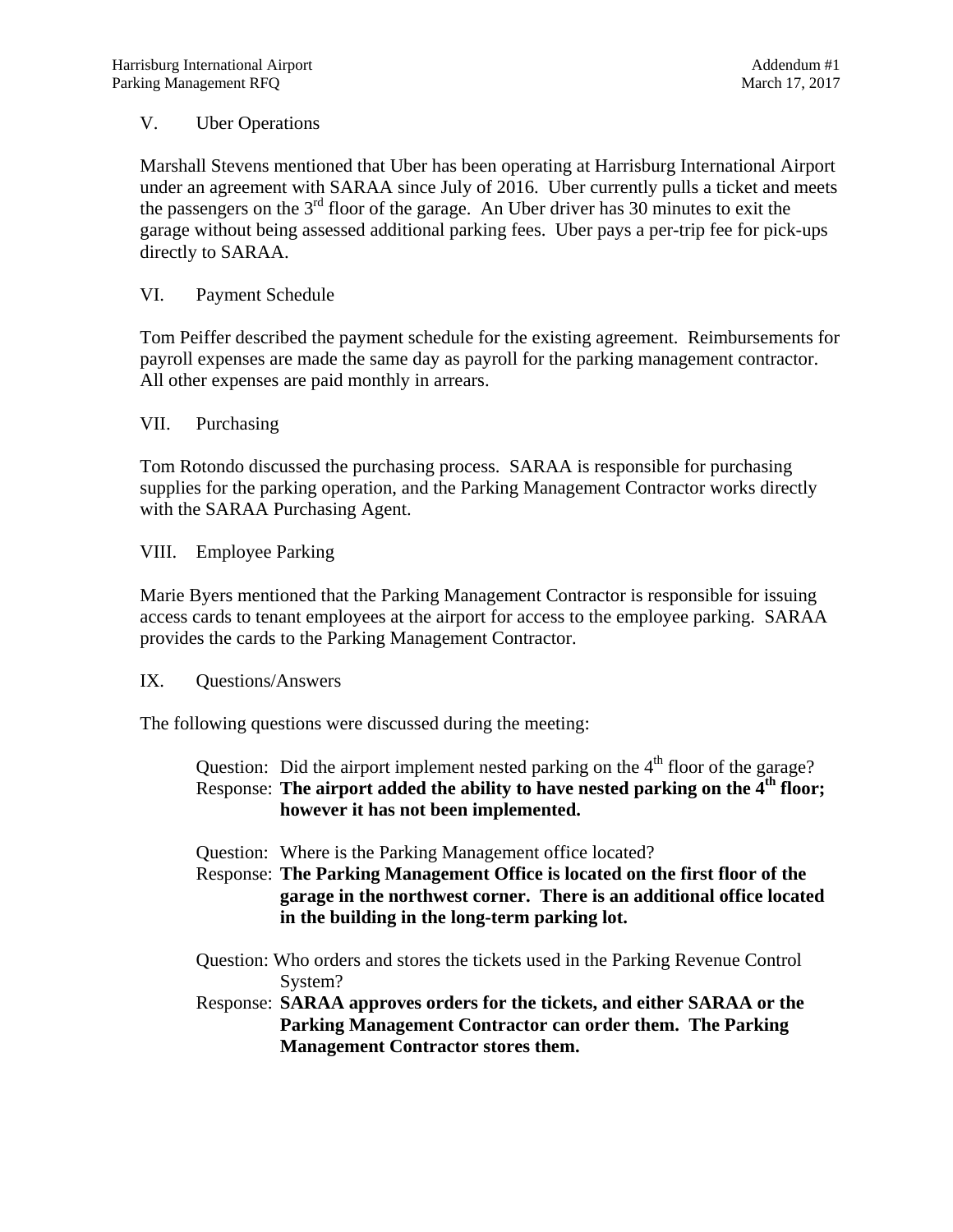## V. Uber Operations

Marshall Stevens mentioned that Uber has been operating at Harrisburg International Airport under an agreement with SARAA since July of 2016. Uber currently pulls a ticket and meets the passengers on the 3rd floor of the garage. An Uber driver has 30 minutes to exit the garage without being assessed additional parking fees. Uber pays a per-trip fee for pick-ups directly to SARAA.

## VI. Payment Schedule

Tom Peiffer described the payment schedule for the existing agreement. Reimbursements for payroll expenses are made the same day as payroll for the parking management contractor. All other expenses are paid monthly in arrears.

## VII. Purchasing

Tom Rotondo discussed the purchasing process. SARAA is responsible for purchasing supplies for the parking operation, and the Parking Management Contractor works directly with the SARAA Purchasing Agent.

## VIII. Employee Parking

Marie Byers mentioned that the Parking Management Contractor is responsible for issuing access cards to tenant employees at the airport for access to the employee parking. SARAA provides the cards to the Parking Management Contractor.

## IX. Questions/Answers

The following questions were discussed during the meeting:

Question: Did the airport implement nested parking on the 4th floor of the garage?
Response: **The airport added the ability to have nested parking on the 4th floor; however it has not been implemented.**

Question: Where is the Parking Management office located?
Response: **The Parking Management Office is located on the first floor of the garage in the northwest corner. There is an additional office located in the building in the long-term parking lot.**

Question: Who orders and stores the tickets used in the Parking Revenue Control System?
Response: **SARAA approves orders for the tickets, and either SARAA or the Parking Management Contractor can order them. The Parking Management Contractor stores them.**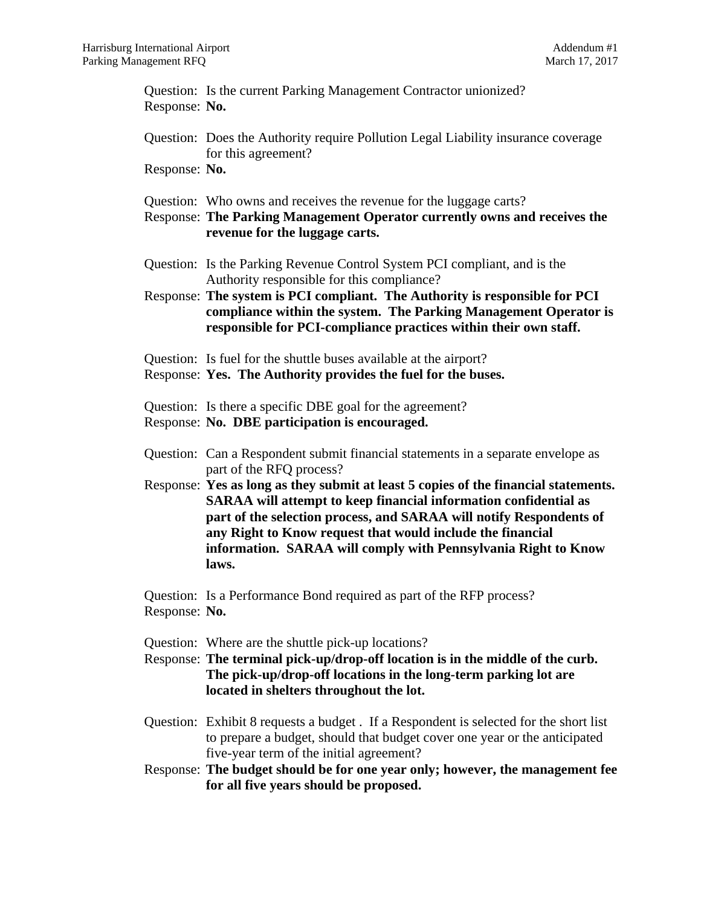Question: Is the current Parking Management Contractor unionized?
Response: **No.**

Question: Does the Authority require Pollution Legal Liability insurance coverage for this agreement?
Response: **No.**

Question: Who owns and receives the revenue for the luggage carts?
Response: **The Parking Management Operator currently owns and receives the revenue for the luggage carts.**

Question: Is the Parking Revenue Control System PCI compliant, and is the Authority responsible for this compliance?
Response: **The system is PCI compliant. The Authority is responsible for PCI compliance within the system. The Parking Management Operator is responsible for PCI-compliance practices within their own staff.**

Question: Is fuel for the shuttle buses available at the airport?
Response: **Yes. The Authority provides the fuel for the buses.**

Question: Is there a specific DBE goal for the agreement?
Response: **No. DBE participation is encouraged.**

Question: Can a Respondent submit financial statements in a separate envelope as part of the RFQ process?
Response: **Yes as long as they submit at least 5 copies of the financial statements. SARAA will attempt to keep financial information confidential as part of the selection process, and SARAA will notify Respondents of any Right to Know request that would include the financial information. SARAA will comply with Pennsylvania Right to Know laws.**

Question: Is a Performance Bond required as part of the RFP process?
Response: **No.**

Question: Where are the shuttle pick-up locations?
Response: **The terminal pick-up/drop-off location is in the middle of the curb. The pick-up/drop-off locations in the long-term parking lot are located in shelters throughout the lot.**

Question: Exhibit 8 requests a budget . If a Respondent is selected for the short list to prepare a budget, should that budget cover one year or the anticipated five-year term of the initial agreement?
Response: **The budget should be for one year only; however, the management fee for all five years should be proposed.**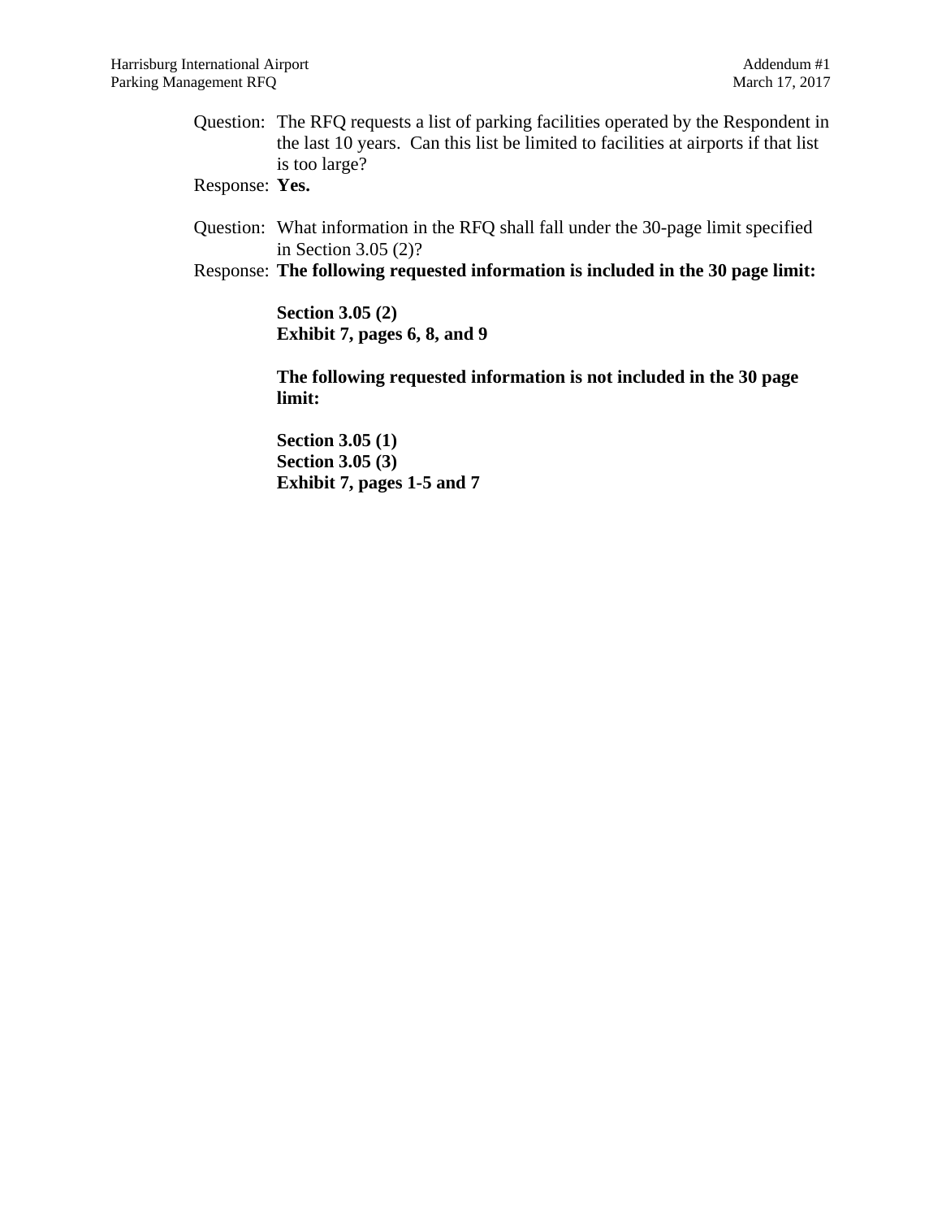Question: The RFQ requests a list of parking facilities operated by the Respondent in the last 10 years. Can this list be limited to facilities at airports if that list is too large?

Response: **Yes.**

Question: What information in the RFQ shall fall under the 30-page limit specified in Section 3.05 (2)?

Response: **The following requested information is included in the 30 page limit:**

**Section 3.05 (2)**
**Exhibit 7, pages 6, 8, and 9**

**The following requested information is not included in the 30 page limit:**

**Section 3.05 (1)**
**Section 3.05 (3)**
**Exhibit 7, pages 1-5 and 7**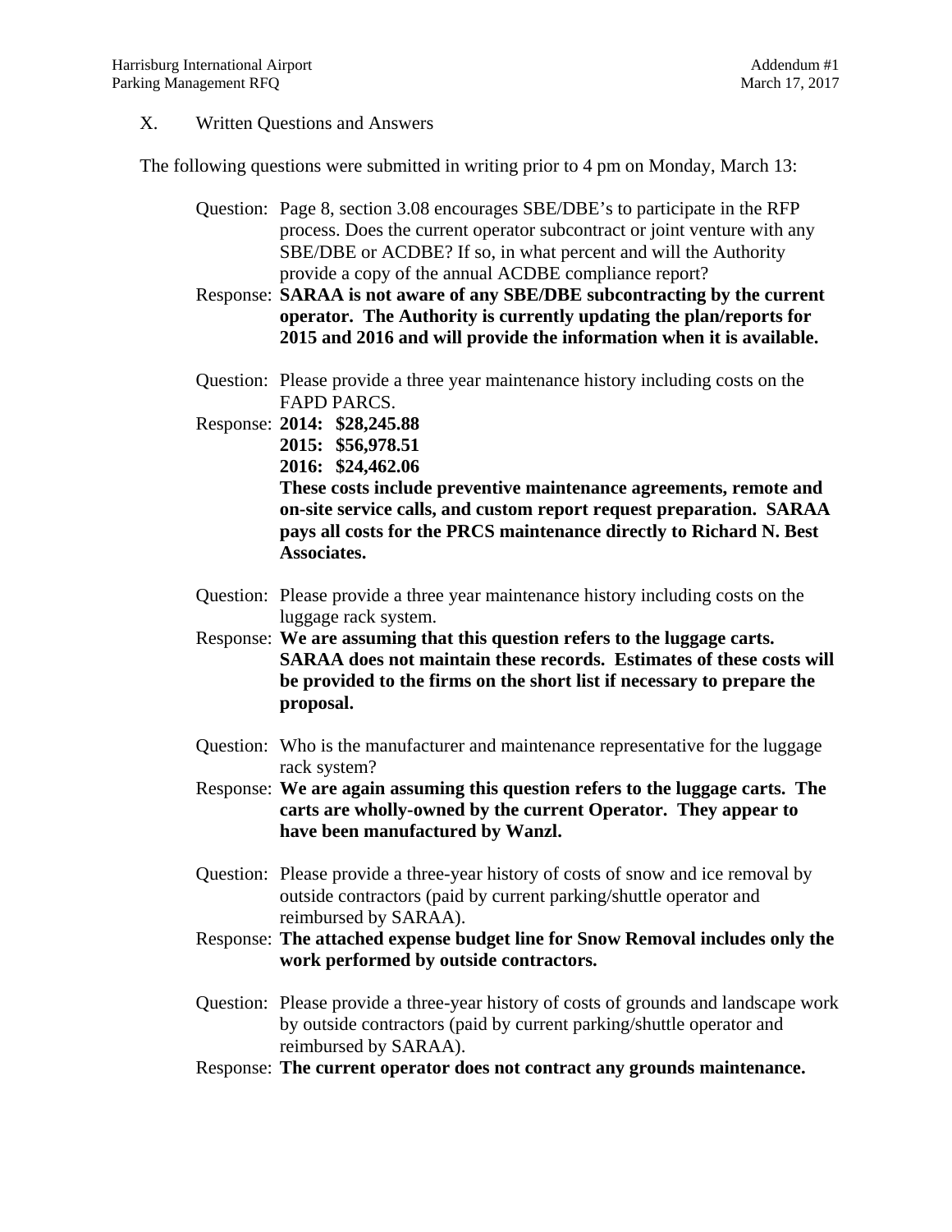## X. Written Questions and Answers

The following questions were submitted in writing prior to 4 pm on Monday, March 13:

Question: Page 8, section 3.08 encourages SBE/DBE's to participate in the RFP process. Does the current operator subcontract or joint venture with any SBE/DBE or ACDBE? If so, in what percent and will the Authority provide a copy of the annual ACDBE compliance report?

Response: **SARAA is not aware of any SBE/DBE subcontracting by the current operator. The Authority is currently updating the plan/reports for 2015 and 2016 and will provide the information when it is available.**

Question: Please provide a three year maintenance history including costs on the FAPD PARCS.

Response: **2014: $28,245.88**
**2015: $56,978.51**
**2016: $24,462.06**
**These costs include preventive maintenance agreements, remote and on-site service calls, and custom report request preparation. SARAA pays all costs for the PRCS maintenance directly to Richard N. Best Associates.**

Question: Please provide a three year maintenance history including costs on the luggage rack system.

Response: **We are assuming that this question refers to the luggage carts. SARAA does not maintain these records. Estimates of these costs will be provided to the firms on the short list if necessary to prepare the proposal.**

Question: Who is the manufacturer and maintenance representative for the luggage rack system?

Response: **We are again assuming this question refers to the luggage carts. The carts are wholly-owned by the current Operator. They appear to have been manufactured by Wanzl.**

Question: Please provide a three-year history of costs of snow and ice removal by outside contractors (paid by current parking/shuttle operator and reimbursed by SARAA).

Response: **The attached expense budget line for Snow Removal includes only the work performed by outside contractors.**

Question: Please provide a three-year history of costs of grounds and landscape work by outside contractors (paid by current parking/shuttle operator and reimbursed by SARAA).

Response: **The current operator does not contract any grounds maintenance.**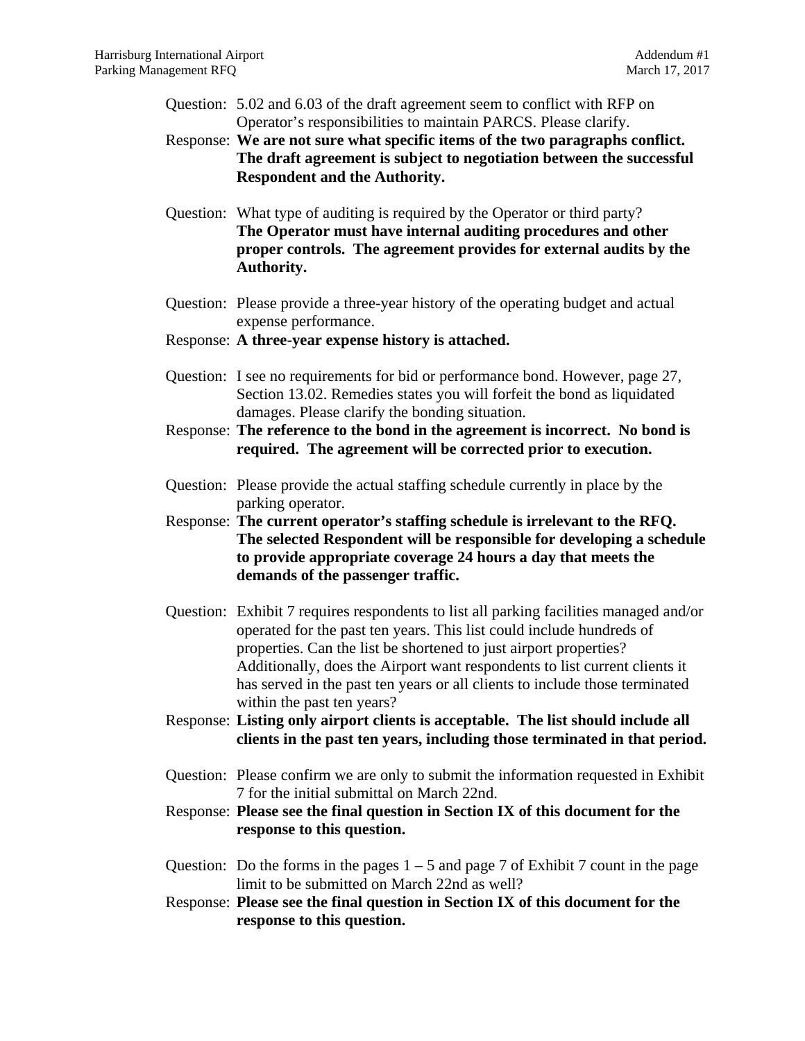Question: 5.02 and 6.03 of the draft agreement seem to conflict with RFP on Operator's responsibilities to maintain PARCS. Please clarify.

Response: **We are not sure what specific items of the two paragraphs conflict. The draft agreement is subject to negotiation between the successful Respondent and the Authority.**

Question: What type of auditing is required by the Operator or third party?
**The Operator must have internal auditing procedures and other proper controls. The agreement provides for external audits by the Authority.**

Question: Please provide a three-year history of the operating budget and actual expense performance.

Response: **A three-year expense history is attached.**

Question: I see no requirements for bid or performance bond. However, page 27, Section 13.02. Remedies states you will forfeit the bond as liquidated damages. Please clarify the bonding situation.

Response: **The reference to the bond in the agreement is incorrect. No bond is required. The agreement will be corrected prior to execution.**

Question: Please provide the actual staffing schedule currently in place by the parking operator.

Response: **The current operator's staffing schedule is irrelevant to the RFQ. The selected Respondent will be responsible for developing a schedule to provide appropriate coverage 24 hours a day that meets the demands of the passenger traffic.**

Question: Exhibit 7 requires respondents to list all parking facilities managed and/or operated for the past ten years. This list could include hundreds of properties. Can the list be shortened to just airport properties? Additionally, does the Airport want respondents to list current clients it has served in the past ten years or all clients to include those terminated within the past ten years?

Response: **Listing only airport clients is acceptable. The list should include all clients in the past ten years, including those terminated in that period.**

Question: Please confirm we are only to submit the information requested in Exhibit 7 for the initial submittal on March 22nd.

Response: **Please see the final question in Section IX of this document for the response to this question.**

Question: Do the forms in the pages 1 – 5 and page 7 of Exhibit 7 count in the page limit to be submitted on March 22nd as well?

Response: **Please see the final question in Section IX of this document for the response to this question.**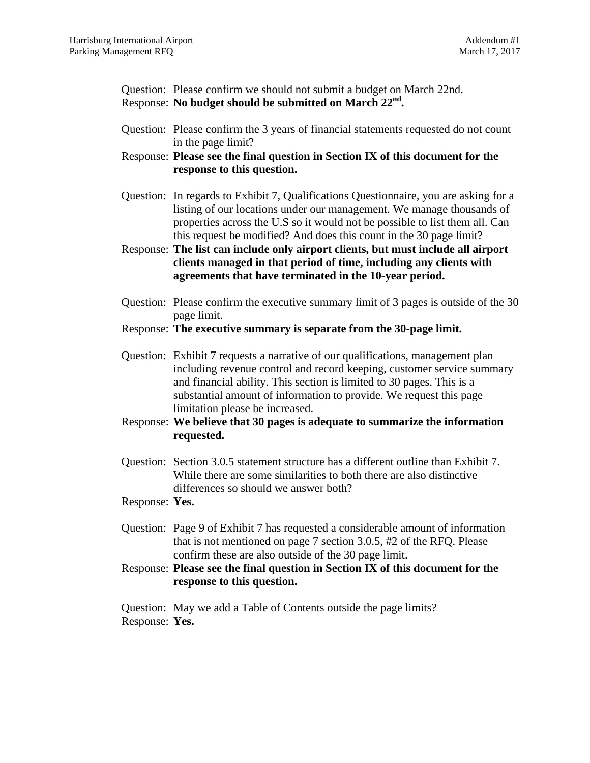Question: Please confirm we should not submit a budget on March 22nd.
Response: **No budget should be submitted on March 22nd.**

Question: Please confirm the 3 years of financial statements requested do not count in the page limit?
Response: **Please see the final question in Section IX of this document for the response to this question.**

Question: In regards to Exhibit 7, Qualifications Questionnaire, you are asking for a listing of our locations under our management. We manage thousands of properties across the U.S so it would not be possible to list them all. Can this request be modified? And does this count in the 30 page limit?
Response: **The list can include only airport clients, but must include all airport clients managed in that period of time, including any clients with agreements that have terminated in the 10-year period.**

Question: Please confirm the executive summary limit of 3 pages is outside of the 30 page limit.
Response: **The executive summary is separate from the 30-page limit.**

Question: Exhibit 7 requests a narrative of our qualifications, management plan including revenue control and record keeping, customer service summary and financial ability. This section is limited to 30 pages. This is a substantial amount of information to provide. We request this page limitation please be increased.
Response: **We believe that 30 pages is adequate to summarize the information requested.**

Question: Section 3.0.5 statement structure has a different outline than Exhibit 7. While there are some similarities to both there are also distinctive differences so should we answer both?
Response: **Yes.**

Question: Page 9 of Exhibit 7 has requested a considerable amount of information that is not mentioned on page 7 section 3.0.5, #2 of the RFQ. Please confirm these are also outside of the 30 page limit.
Response: **Please see the final question in Section IX of this document for the response to this question.**

Question: May we add a Table of Contents outside the page limits?
Response: **Yes.**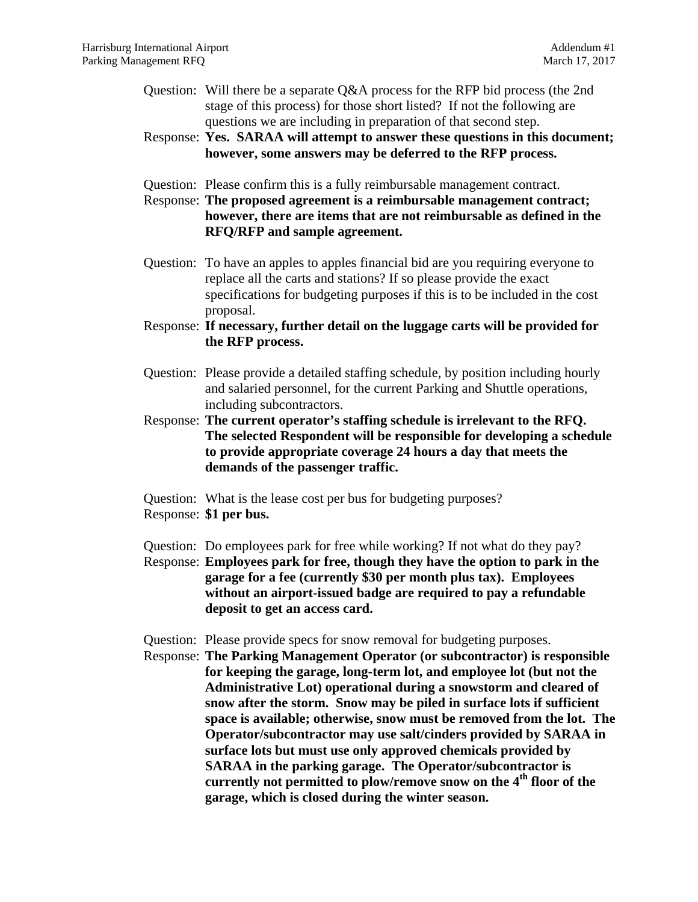Question: Will there be a separate Q&A process for the RFP bid process (the 2nd stage of this process) for those short listed? If not the following are questions we are including in preparation of that second step.

Response: **Yes. SARAA will attempt to answer these questions in this document; however, some answers may be deferred to the RFP process.**

Question: Please confirm this is a fully reimbursable management contract.

Response: **The proposed agreement is a reimbursable management contract; however, there are items that are not reimbursable as defined in the RFQ/RFP and sample agreement.**

Question: To have an apples to apples financial bid are you requiring everyone to replace all the carts and stations? If so please provide the exact specifications for budgeting purposes if this is to be included in the cost proposal.

Response: **If necessary, further detail on the luggage carts will be provided for the RFP process.**

Question: Please provide a detailed staffing schedule, by position including hourly and salaried personnel, for the current Parking and Shuttle operations, including subcontractors.

Response: **The current operator's staffing schedule is irrelevant to the RFQ. The selected Respondent will be responsible for developing a schedule to provide appropriate coverage 24 hours a day that meets the demands of the passenger traffic.**

Question: What is the lease cost per bus for budgeting purposes?

Response: **$1 per bus.**

Question: Do employees park for free while working? If not what do they pay?

Response: **Employees park for free, though they have the option to park in the garage for a fee (currently $30 per month plus tax). Employees without an airport-issued badge are required to pay a refundable deposit to get an access card.**

Question: Please provide specs for snow removal for budgeting purposes.

Response: **The Parking Management Operator (or subcontractor) is responsible for keeping the garage, long-term lot, and employee lot (but not the Administrative Lot) operational during a snowstorm and cleared of snow after the storm. Snow may be piled in surface lots if sufficient space is available; otherwise, snow must be removed from the lot. The Operator/subcontractor may use salt/cinders provided by SARAA in surface lots but must use only approved chemicals provided by SARAA in the parking garage. The Operator/subcontractor is currently not permitted to plow/remove snow on the 4th floor of the garage, which is closed during the winter season.**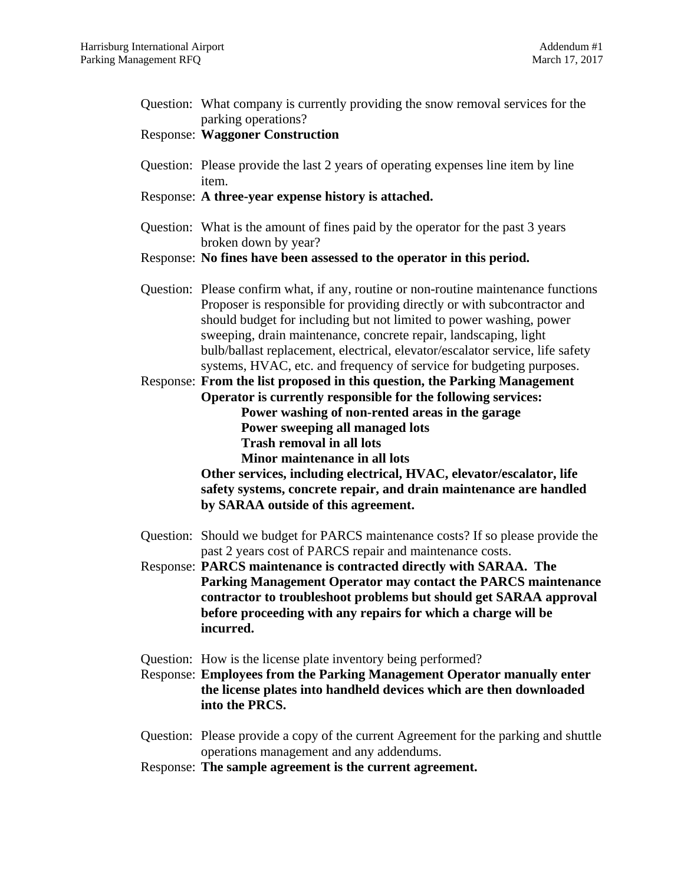Question: What company is currently providing the snow removal services for the parking operations?

Response: **Waggoner Construction**

Question: Please provide the last 2 years of operating expenses line item by line item.

Response: **A three-year expense history is attached.**

Question: What is the amount of fines paid by the operator for the past 3 years broken down by year?

Response: **No fines have been assessed to the operator in this period.**

Question: Please confirm what, if any, routine or non-routine maintenance functions Proposer is responsible for providing directly or with subcontractor and should budget for including but not limited to power washing, power sweeping, drain maintenance, concrete repair, landscaping, light bulb/ballast replacement, electrical, elevator/escalator service, life safety systems, HVAC, etc. and frequency of service for budgeting purposes.

Response: **From the list proposed in this question, the Parking Management Operator is currently responsible for the following services:**

> **Power washing of non-rented areas in the garage**
> **Power sweeping all managed lots**
> **Trash removal in all lots**
> **Minor maintenance in all lots**

**Other services, including electrical, HVAC, elevator/escalator, life safety systems, concrete repair, and drain maintenance are handled by SARAA outside of this agreement.**

Question: Should we budget for PARCS maintenance costs? If so please provide the past 2 years cost of PARCS repair and maintenance costs.

Response: **PARCS maintenance is contracted directly with SARAA. The Parking Management Operator may contact the PARCS maintenance contractor to troubleshoot problems but should get SARAA approval before proceeding with any repairs for which a charge will be incurred.**

Question: How is the license plate inventory being performed?

Response: **Employees from the Parking Management Operator manually enter the license plates into handheld devices which are then downloaded into the PRCS.**

Question: Please provide a copy of the current Agreement for the parking and shuttle operations management and any addendums.

Response: **The sample agreement is the current agreement.**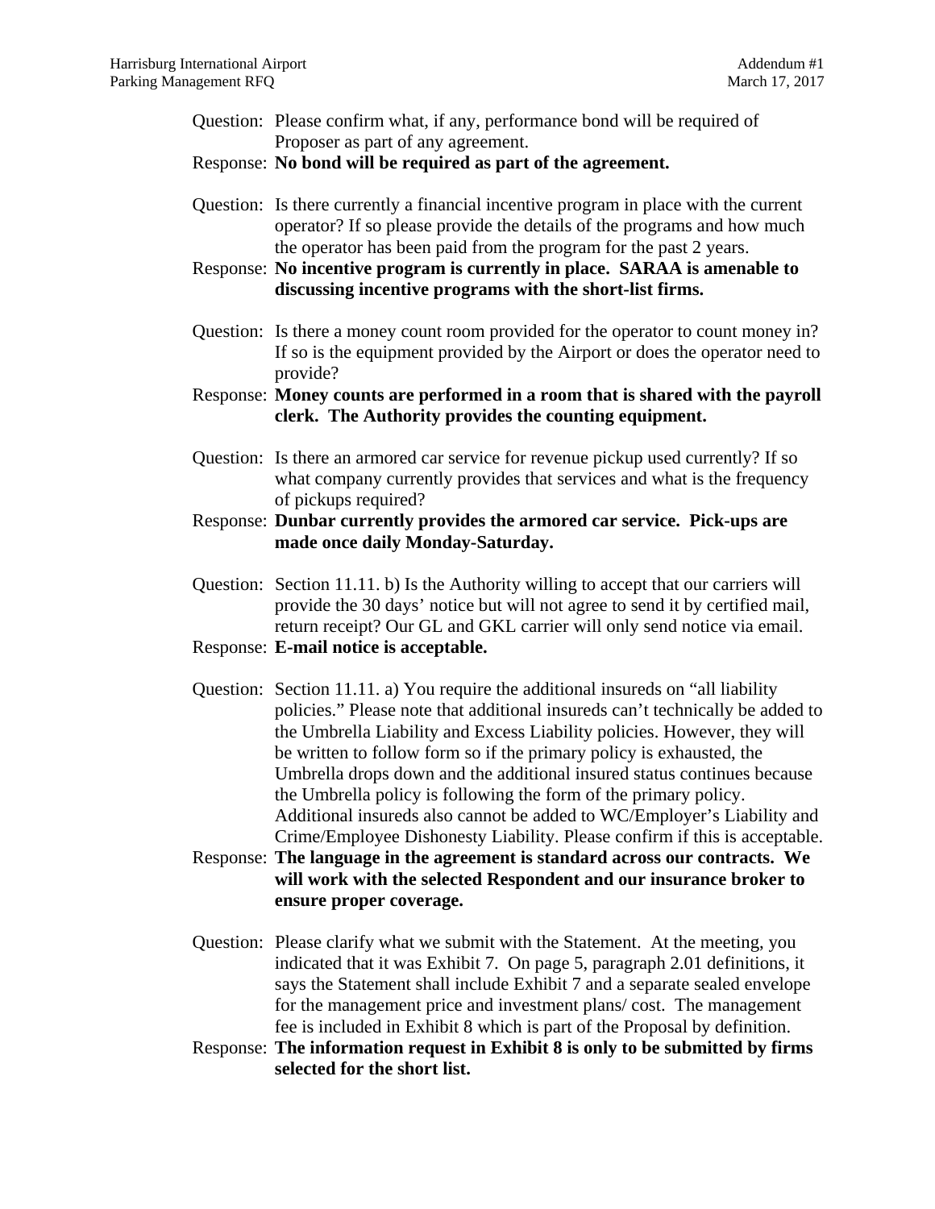Question: Please confirm what, if any, performance bond will be required of Proposer as part of any agreement.

Response: **No bond will be required as part of the agreement.**

Question: Is there currently a financial incentive program in place with the current operator? If so please provide the details of the programs and how much the operator has been paid from the program for the past 2 years.

Response: **No incentive program is currently in place. SARAA is amenable to discussing incentive programs with the short-list firms.**

Question: Is there a money count room provided for the operator to count money in? If so is the equipment provided by the Airport or does the operator need to provide?

Response: **Money counts are performed in a room that is shared with the payroll clerk. The Authority provides the counting equipment.**

Question: Is there an armored car service for revenue pickup used currently? If so what company currently provides that services and what is the frequency of pickups required?

Response: **Dunbar currently provides the armored car service. Pick-ups are made once daily Monday-Saturday.**

Question: Section 11.11. b) Is the Authority willing to accept that our carriers will provide the 30 days' notice but will not agree to send it by certified mail, return receipt? Our GL and GKL carrier will only send notice via email.

Response: **E-mail notice is acceptable.**

Question: Section 11.11. a) You require the additional insureds on "all liability policies." Please note that additional insureds can't technically be added to the Umbrella Liability and Excess Liability policies. However, they will be written to follow form so if the primary policy is exhausted, the Umbrella drops down and the additional insured status continues because the Umbrella policy is following the form of the primary policy. Additional insureds also cannot be added to WC/Employer's Liability and Crime/Employee Dishonesty Liability. Please confirm if this is acceptable.

Response: **The language in the agreement is standard across our contracts. We will work with the selected Respondent and our insurance broker to ensure proper coverage.**

Question: Please clarify what we submit with the Statement. At the meeting, you indicated that it was Exhibit 7. On page 5, paragraph 2.01 definitions, it says the Statement shall include Exhibit 7 and a separate sealed envelope for the management price and investment plans/ cost. The management fee is included in Exhibit 8 which is part of the Proposal by definition.

Response: **The information request in Exhibit 8 is only to be submitted by firms selected for the short list.**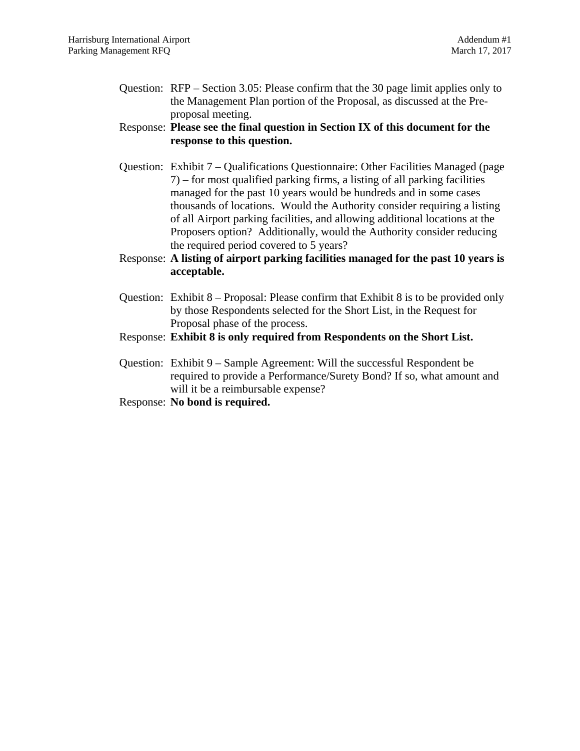Question: RFP – Section 3.05: Please confirm that the 30 page limit applies only to the Management Plan portion of the Proposal, as discussed at the Pre-proposal meeting.

Response: **Please see the final question in Section IX of this document for the response to this question.**

Question: Exhibit 7 – Qualifications Questionnaire: Other Facilities Managed (page 7) – for most qualified parking firms, a listing of all parking facilities managed for the past 10 years would be hundreds and in some cases thousands of locations. Would the Authority consider requiring a listing of all Airport parking facilities, and allowing additional locations at the Proposers option? Additionally, would the Authority consider reducing the required period covered to 5 years?

Response: **A listing of airport parking facilities managed for the past 10 years is acceptable.**

Question: Exhibit 8 – Proposal: Please confirm that Exhibit 8 is to be provided only by those Respondents selected for the Short List, in the Request for Proposal phase of the process.

Response: **Exhibit 8 is only required from Respondents on the Short List.**

Question: Exhibit 9 – Sample Agreement: Will the successful Respondent be required to provide a Performance/Surety Bond? If so, what amount and will it be a reimbursable expense?

Response: **No bond is required.**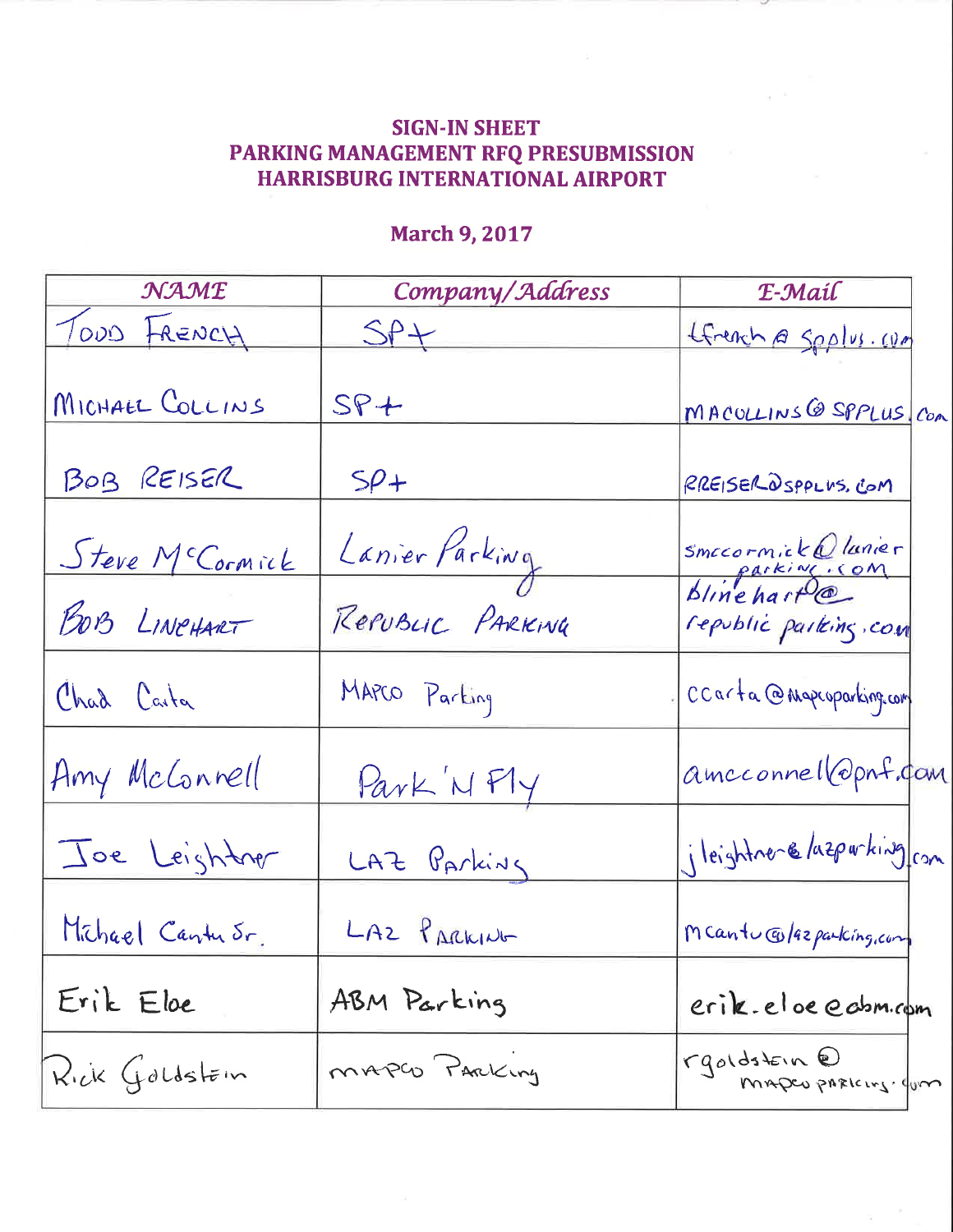**SIGN-IN SHEET**
**PARKING MANAGEMENT RFQ PRESUBMISSION**
**HARRISBURG INTERNATIONAL AIRPORT**

**March 9, 2017**

| NAME | Company/Address | E-Mail |
|---|---|---|
| TODD FRENCH | SP+ | tfrench@spplus.com |
| MICHAEL COLLINS | SP+ | MACOLLINS@SPPLUS.COM |
| BOB REISER | SP+ | RREISER@SPPLUS.COM |
| Steve McCormick | Lanier Parking | smccormick@lanierparking.com |
| BOB LINEHART | REPUBLIC PARKING | blinehart@republicparking.com |
| Chad Carta | MAPCO Parking | ccarta@mapcoparking.com |
| Amy McConnell | Park 'N Fly | amcconnell@pnf.com |
| Joe Leightner | LAZ Parking | jleightner@lazparking.com |
| Michael Cantu Sr. | LAZ PARKING | mcantu@lazparking.com |
| Erik Eloe | ABM Parking | erik.eloe@abm.com |
| Rick Goldstein | MAPCO Parking | rgoldstein@mapcoparking.com |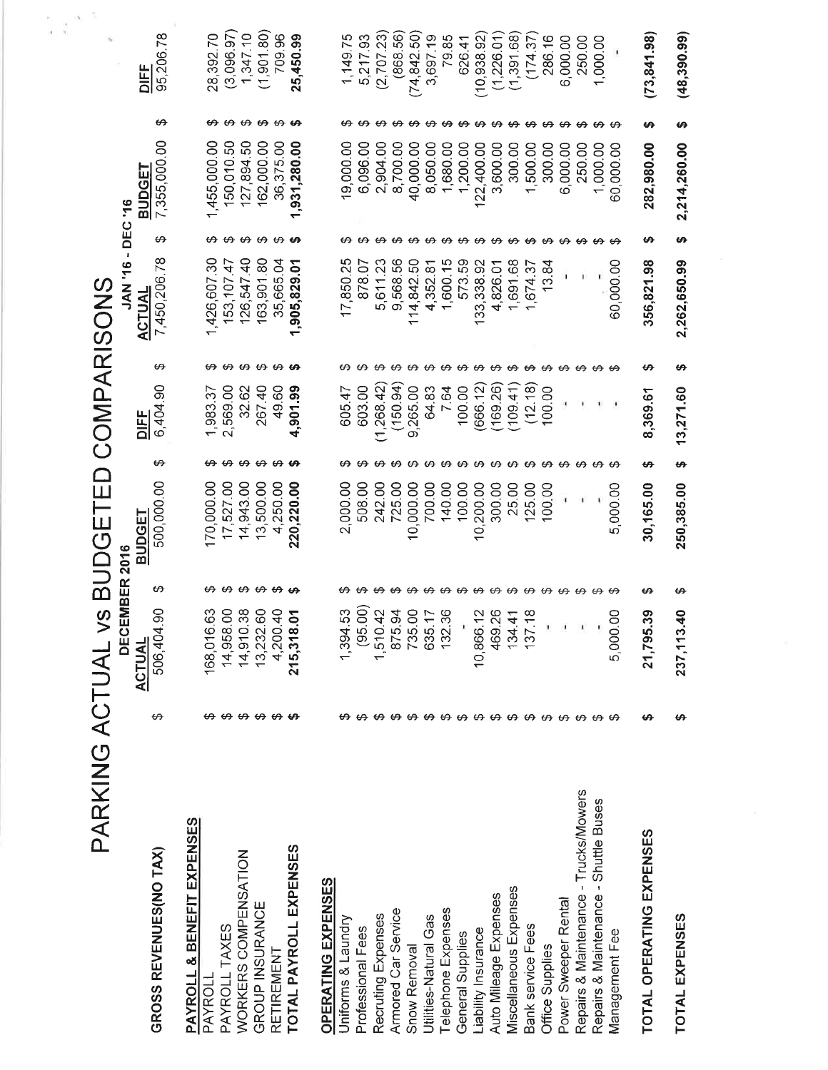# PARKING ACTUAL vs BUDGETED COMPARISONS

| | DECEMBER 2016 | | | JAN '16 - DEC '16 | | |
|---|---|---|---|---|---|---|
| | **ACTUAL** | **BUDGET** | **DIFF** | **ACTUAL** | **BUDGET** | **DIFF** |
| **GROSS REVENUES(NO TAX)** | $ 506,404.90 | $ 500,000.00 | $ 6,404.90 | $ 7,450,206.78 | $ 7,355,000.00 | $ 95,206.78 |
| **PAYROLL & BENEFIT EXPENSES** | | | | | | |
| PAYROLL | $ 168,016.63 | $ 170,000.00 | $ 1,983.37 | $ 1,426,607.30 | $ 1,455,000.00 | $ 28,392.70 |
| PAYROLL TAXES | $ 14,958.00 | $ 17,527.00 | $ 2,569.00 | $ 153,107.47 | $ 150,010.50 | $ (3,096.97) |
| WORKERS COMPENSATION | $ 14,910.38 | $ 14,943.00 | $ 32.62 | $ 126,547.40 | $ 127,894.50 | $ 1,347.10 |
| GROUP INSURANCE | $ 13,232.60 | $ 13,500.00 | $ 267.40 | $ 163,901.80 | $ 162,000.00 | $ (1,901.80) |
| RETIREMENT | $ 4,200.40 | $ 4,250.00 | $ 49.60 | $ 35,665.04 | $ 36,375.00 | $ 709.96 |
| **TOTAL PAYROLL EXPENSES** | **$ 215,318.01** | **$ 220,220.00** | **$ 4,901.99** | **$ 1,905,829.01** | **$ 1,931,280.00** | **$ 25,450.99** |
| **OPERATING EXPENSES** | | | | | | |
| Uniforms & Laundry | $ 1,394.53 | $ 2,000.00 | $ 605.47 | $ 17,850.25 | $ 19,000.00 | $ 1,149.75 |
| Professional Fees | $ (95.00) | $ 508.00 | $ 603.00 | $ 878.07 | $ 6,096.00 | $ 5,217.93 |
| Recruting Expenses | $ 1,510.42 | $ 242.00 | $ (1,268.42) | $ 5,611.23 | $ 2,904.00 | $ (2,707.23) |
| Armored Car Service | $ 875.94 | $ 725.00 | $ (150.94) | $ 9,568.56 | $ 8,700.00 | $ (868.56) |
| Snow Removal | $ 735.00 | $ 10,000.00 | $ 9,265.00 | $ 114,842.50 | $ 40,000.00 | $ (74,842.50) |
| Utilities-Natural Gas | $ 635.17 | $ 700.00 | $ 64.83 | $ 4,352.81 | $ 8,050.00 | $ 3,697.19 |
| Telephone Expenses | $ 132.36 | $ 140.00 | $ 7.64 | $ 1,600.15 | $ 1,680.00 | $ 79.85 |
| General Supplies | $ - | $ 100.00 | $ 100.00 | $ 573.59 | $ 1,200.00 | $ 626.41 |
| Liability Insurance | $ 10,866.12 | $ 10,200.00 | $ (666.12) | $ 133,338.92 | $ 122,400.00 | $ (10,938.92) |
| Auto Mileage Expenses | $ 469.26 | $ 300.00 | $ (169.26) | $ 4,826.01 | $ 3,600.00 | $ (1,226.01) |
| Miscellaneous Expenses | $ 134.41 | $ 25.00 | $ (109.41) | $ 1,691.68 | $ 300.00 | $ (1,391.68) |
| Bank service Fees | $ 137.18 | $ 125.00 | $ (12.18) | $ 1,674.37 | $ 1,500.00 | $ (174.37) |
| Office Supplies | $ - | $ 100.00 | $ 100.00 | $ 13.84 | $ 300.00 | $ 286.16 |
| Power Sweeper Rental | $ - | $ - | $ - | $ - | $ 6,000.00 | $ 6,000.00 |
| Repairs & Maintenance - Trucks/Mowers | $ - | $ - | $ - | $ - | $ 250.00 | $ 250.00 |
| Repairs & Maintenance - Shuttle Buses | $ - | $ - | $ - | $ - | $ 1,000.00 | $ 1,000.00 |
| Management Fee | $ 5,000.00 | $ 5,000.00 | $ - | $ 60,000.00 | $ 60,000.00 | $ - |
| **TOTAL OPERATING EXPENSES** | **$ 21,795.39** | **$ 30,165.00** | **$ 8,369.61** | **$ 356,821.98** | **$ 282,980.00** | **$ (73,841.98)** |
| **TOTAL EXPENSES** | **$ 237,113.40** | **$ 250,385.00** | **$ 13,271.60** | **$ 2,262,650.99** | **$ 2,214,260.00** | **$ (48,390.99)** |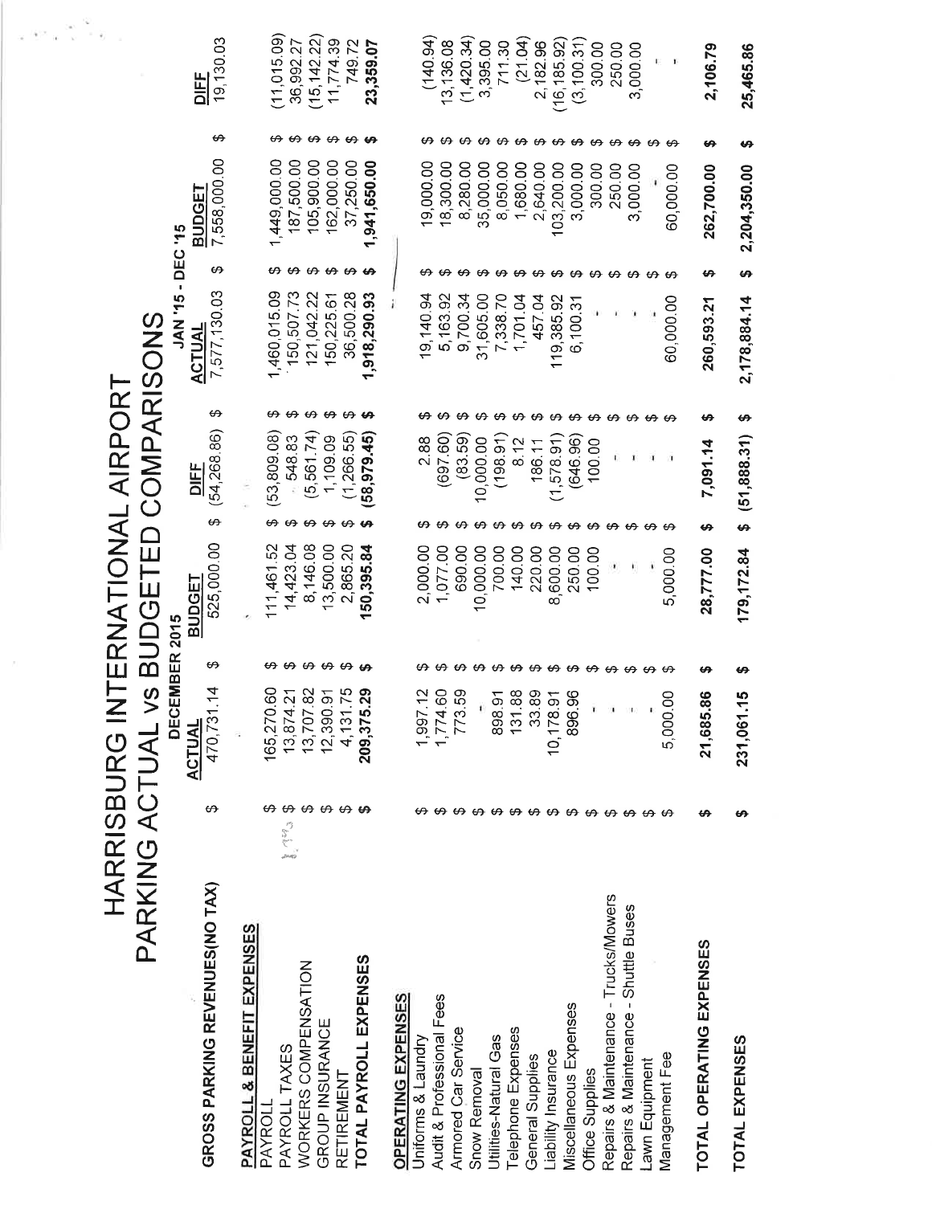# HARRISBURG INTERNATIONAL AIRPORT
## PARKING ACTUAL vs BUDGETED COMPARISONS

| | DECEMBER 2015 | | | JAN '15 - DEC '15 | | |
|---|---|---|---|---|---|---|
| | **ACTUAL** | **BUDGET** | **DIFF** | **ACTUAL** | **BUDGET** | **DIFF** |
| **GROSS PARKING REVENUES(NO TAX)** | $ 470,731.14 | $ 525,000.00 | $ (54,268.86) | $ 7,577,130.03 | $ 7,558,000.00 | $ 19,130.03 |
| **PAYROLL & BENEFIT EXPENSES** | | | | | | |
| PAYROLL | $ 165,270.60 | $ 111,461.52 | $ (53,809.08) | $ 1,460,015.09 | $ 1,449,000.00 | $ (11,015.09) |
| PAYROLL TAXES | $ 13,874.21 | $ 14,423.04 | $ 548.83 | $ 150,507.73 | $ 187,500.00 | $ 36,992.27 |
| WORKERS COMPENSATION | $ 13,707.82 | $ 8,146.08 | $ (5,561.74) | $ 121,042.22 | $ 105,900.00 | $ (15,142.22) |
| GROUP INSURANCE | $ 12,390.91 | $ 13,500.00 | $ 1,109.09 | $ 150,225.61 | $ 162,000.00 | $ 11,774.39 |
| RETIREMENT | $ 4,131.75 | $ 2,865.20 | $ (1,266.55) | $ 36,500.28 | $ 37,250.00 | $ 749.72 |
| **TOTAL PAYROLL EXPENSES** | **$ 209,375.29** | **$ 150,395.84** | **$ (58,979.45)** | **$ 1,918,290.93** | **$ 1,941,650.00** | **$ 23,359.07** |
| **OPERATING EXPENSES** | | | | | | |
| Uniforms & Laundry | $ 1,997.12 | $ 2,000.00 | $ 2.88 | $ 19,140.94 | $ 19,000.00 | $ (140.94) |
| Audit & Professional Fees | $ 1,774.60 | $ 1,077.00 | $ (697.60) | $ 5,163.92 | $ 18,300.00 | $ 13,136.08 |
| Armored Car Service | $ 773.59 | $ 690.00 | $ (83.59) | $ 9,700.34 | $ 8,280.00 | $ (1,420.34) |
| Snow Removal | $ - | $ 10,000.00 | $ 10,000.00 | $ 31,605.00 | $ 35,000.00 | $ 3,395.00 |
| Utilities-Natural Gas | $ 898.91 | $ 700.00 | $ (198.91) | $ 7,338.70 | $ 8,050.00 | $ 711.30 |
| Telephone Expenses | $ 131.88 | $ 140.00 | $ 8.12 | $ 1,701.04 | $ 1,680.00 | $ (21.04) |
| General Supplies | $ 33.89 | $ 220.00 | $ 186.11 | $ 457.04 | $ 2,640.00 | $ 2,182.96 |
| Liability Insurance | $ 10,178.91 | $ 8,600.00 | $ (1,578.91) | $ 119,385.92 | $ 103,200.00 | $ (16,185.92) |
| Miscellaneous Expenses | $ 896.96 | $ 250.00 | $ (646.96) | $ 6,100.31 | $ 3,000.00 | $ (3,100.31) |
| Office Supplies | $ - | $ 100.00 | $ 100.00 | $ - | $ 300.00 | $ 300.00 |
| Repairs & Maintenance - Trucks/Mowers | $ - | $ - | $ - | $ - | $ 250.00 | $ 250.00 |
| Repairs & Maintenance - Shuttle Buses | $ - | $ - | $ - | $ - | $ 3,000.00 | $ 3,000.00 |
| Lawn Equipment | $ - | $ - | $ - | $ - | $ - | $ - |
| Management Fee | $ 5,000.00 | $ 5,000.00 | $ - | $ 60,000.00 | $ 60,000.00 | $ - |
| **TOTAL OPERATING EXPENSES** | **$ 21,685.86** | **$ 28,777.00** | **$ 7,091.14** | **$ 260,593.21** | **$ 262,700.00** | **$ 2,106.79** |
| **TOTAL EXPENSES** | **$ 231,061.15** | **$ 179,172.84** | **$ (51,888.31)** | **$ 2,178,884.14** | **$ 2,204,350.00** | **$ 25,465.86** |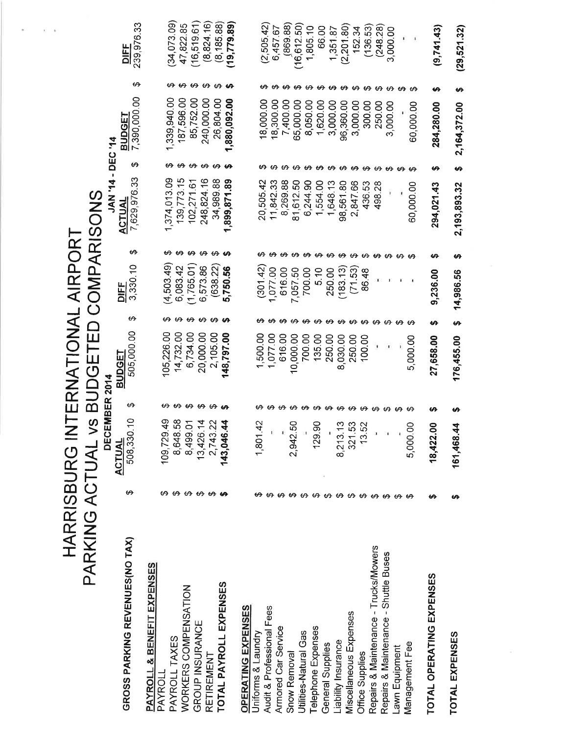# HARRISBURG INTERNATIONAL AIRPORT

## PARKING ACTUAL vs BUDGETED COMPARISONS

| | DECEMBER 2014 | | | JAN '14 - DEC '14 | | |
|---|---|---|---|---|---|---|
| | ACTUAL | BUDGET | DIFF | ACTUAL | BUDGET | DIFF |
| **GROSS PARKING REVENUES(NO TAX)** | $ 508,330.10 | $ 505,000.00 | $ 3,330.10 | $ 7,629,976.33 | $ 7,390,000.00 | $ 239,976.33 |
| **PAYROLL & BENEFIT EXPENSES** | | | | | | |
| PAYROLL | $ 109,729.49 | $ 105,226.00 | $ (4,503.49) | $ 1,374,013.09 | $ 1,339,940.00 | $ (34,073.09) |
| PAYROLL TAXES | $ 8,648.58 | $ 14,732.00 | $ 6,083.42 | $ 139,773.15 | $ 187,596.00 | $ 47,822.85 |
| WORKERS COMPENSATION | $ 8,499.01 | $ 6,734.00 | $ (1,765.01) | $ 102,271.61 | $ 85,752.00 | $ (16,519.61) |
| GROUP INSURANCE | $ 13,426.14 | $ 20,000.00 | $ 6,573.86 | $ 248,824.16 | $ 240,000.00 | $ (8,824.16) |
| RETIREMENT | $ 2,743.22 | $ 2,105.00 | $ (638.22) | $ 34,989.88 | $ 26,804.00 | $ (8,185.88) |
| **TOTAL PAYROLL EXPENSES** | **$ 143,046.44** | **$ 148,797.00** | **$ 5,750.56** | **$ 1,899,871.89** | **$ 1,880,092.00** | **$ (19,779.89)** |
| **OPERATING EXPENSES** | | | | | | |
| Uniforms & Laundry | $ 1,801.42 | $ 1,500.00 | $ (301.42) | $ 20,505.42 | $ 18,000.00 | $ (2,505.42) |
| Audit & Professional Fees | $ - | $ 1,077.00 | $ 1,077.00 | $ 11,842.33 | $ 18,300.00 | $ 6,457.67 |
| Armored Car Service | $ - | $ 616.00 | $ 616.00 | $ 8,269.88 | $ 7,400.00 | $ (869.88) |
| Snow Removal | $ 2,942.50 | $ 10,000.00 | $ 7,057.50 | $ 81,612.50 | $ 65,000.00 | $ (16,612.50) |
| Utilities-Natural Gas | $ - | $ 700.00 | $ 700.00 | $ 6,244.90 | $ 8,050.00 | $ 1,805.10 |
| Telephone Expenses | $ 129.90 | $ 135.00 | $ 5.10 | $ 1,554.00 | $ 1,620.00 | $ 66.00 |
| General Supplies | $ - | $ 250.00 | $ 250.00 | $ 1,648.13 | $ 3,000.00 | $ 1,351.87 |
| Liability Insurance | $ 8,213.13 | $ 8,030.00 | $ (183.13) | $ 98,561.80 | $ 96,360.00 | $ (2,201.80) |
| Miscellaneous Expenses | $ 321.53 | $ 250.00 | $ (71.53) | $ 2,847.66 | $ 3,000.00 | $ 152.34 |
| Office Supplies | $ 13.52 | $ 100.00 | $ 86.48 | $ 436.53 | $ 300.00 | $ (136.53) |
| Repairs & Maintenance - Trucks/Mowers | $ - | $ - | $ - | $ 498.28 | $ 250.00 | $ (248.28) |
| Repairs & Maintenance - Shuttle Buses | $ - | $ - | $ - | $ - | $ 3,000.00 | $ 3,000.00 |
| Lawn Equipment | $ - | $ - | $ - | $ - | $ - | $ - |
| Management Fee | $ 5,000.00 | $ 5,000.00 | $ - | $ 60,000.00 | $ 60,000.00 | $ - |
| **TOTAL OPERATING EXPENSES** | **$ 18,422.00** | **$ 27,658.00** | **$ 9,236.00** | **$ 294,021.43** | **$ 284,280.00** | **$ (9,741.43)** |
| **TOTAL EXPENSES** | **$ 161,468.44** | **$ 176,455.00** | **$ 14,986.56** | **$ 2,193,893.32** | **$ 2,164,372.00** | **$ (29,521.32)** |